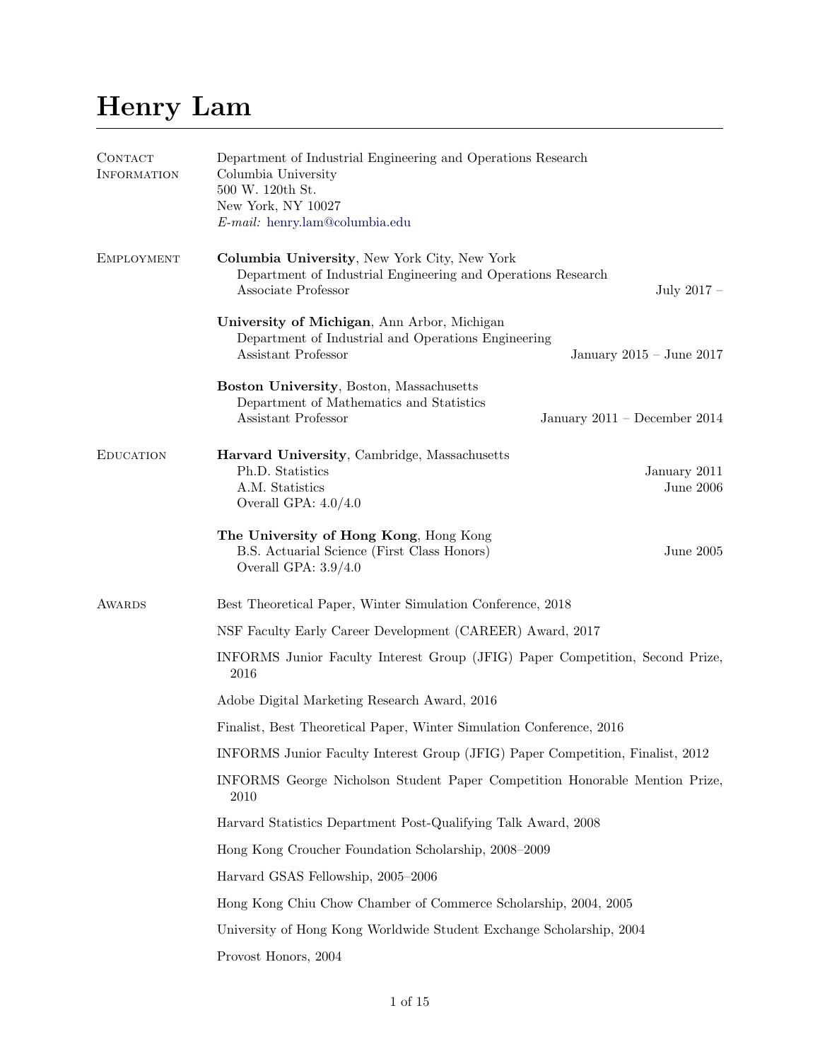# Henry Lam

## Contact Information

Department of Industrial Engineering and Operations Research
Columbia University
500 W. 120th St.
New York, NY 10027
*E-mail:* henry.lam@columbia.edu

## Employment

**Columbia University**, New York City, New York
Department of Industrial Engineering and Operations Research
Associate Professor — July 2017 –

**University of Michigan**, Ann Arbor, Michigan
Department of Industrial and Operations Engineering
Assistant Professor — January 2015 – June 2017

**Boston University**, Boston, Massachusetts
Department of Mathematics and Statistics
Assistant Professor — January 2011 – December 2014

## Education

**Harvard University**, Cambridge, Massachusetts
Ph.D. Statistics — January 2011
A.M. Statistics — June 2006
Overall GPA: 4.0/4.0

**The University of Hong Kong**, Hong Kong
B.S. Actuarial Science (First Class Honors) — June 2005
Overall GPA: 3.9/4.0

## Awards

Best Theoretical Paper, Winter Simulation Conference, 2018

NSF Faculty Early Career Development (CAREER) Award, 2017

INFORMS Junior Faculty Interest Group (JFIG) Paper Competition, Second Prize, 2016

Adobe Digital Marketing Research Award, 2016

Finalist, Best Theoretical Paper, Winter Simulation Conference, 2016

INFORMS Junior Faculty Interest Group (JFIG) Paper Competition, Finalist, 2012

INFORMS George Nicholson Student Paper Competition Honorable Mention Prize, 2010

Harvard Statistics Department Post-Qualifying Talk Award, 2008

Hong Kong Croucher Foundation Scholarship, 2008–2009

Harvard GSAS Fellowship, 2005–2006

Hong Kong Chiu Chow Chamber of Commerce Scholarship, 2004, 2005

University of Hong Kong Worldwide Student Exchange Scholarship, 2004

Provost Honors, 2004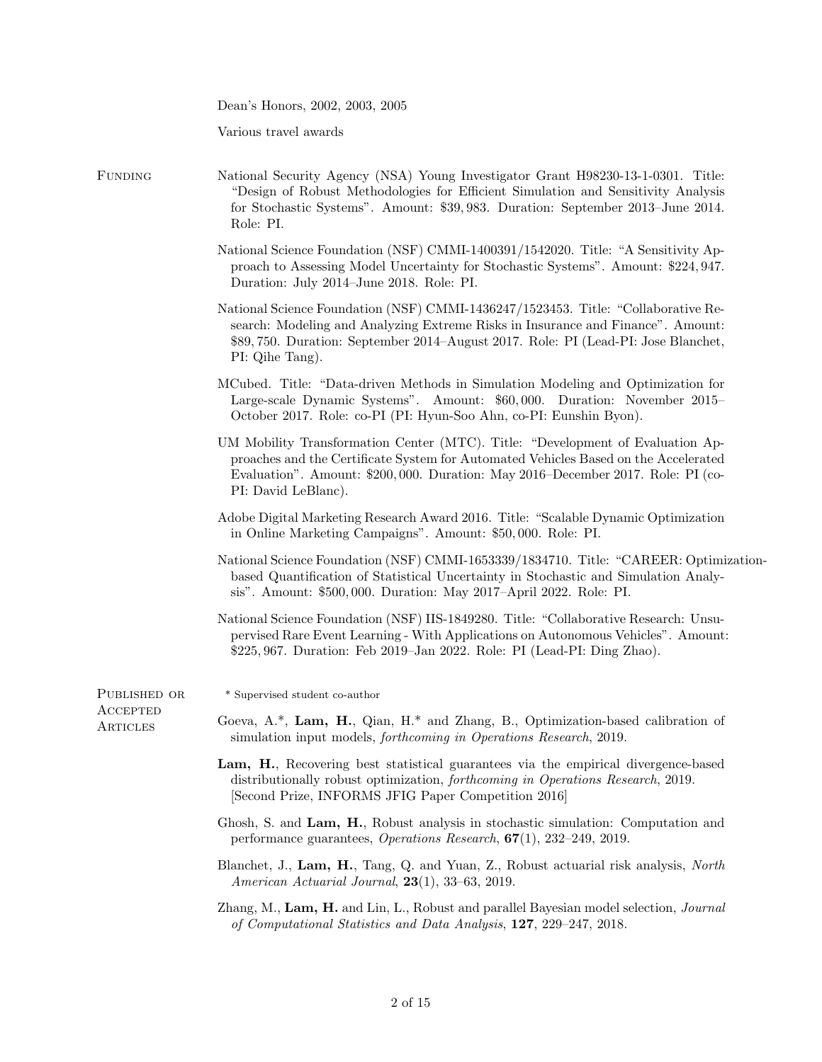Dean's Honors, 2002, 2003, 2005

Various travel awards

## Funding

National Security Agency (NSA) Young Investigator Grant H98230-13-1-0301. Title: "Design of Robust Methodologies for Efficient Simulation and Sensitivity Analysis for Stochastic Systems". Amount: $39,983. Duration: September 2013–June 2014. Role: PI.

National Science Foundation (NSF) CMMI-1400391/1542020. Title: "A Sensitivity Approach to Assessing Model Uncertainty for Stochastic Systems". Amount: $224,947. Duration: July 2014–June 2018. Role: PI.

National Science Foundation (NSF) CMMI-1436247/1523453. Title: "Collaborative Research: Modeling and Analyzing Extreme Risks in Insurance and Finance". Amount: $89,750. Duration: September 2014–August 2017. Role: PI (Lead-PI: Jose Blanchet, PI: Qihe Tang).

MCubed. Title: "Data-driven Methods in Simulation Modeling and Optimization for Large-scale Dynamic Systems". Amount: $60,000. Duration: November 2015–October 2017. Role: co-PI (PI: Hyun-Soo Ahn, co-PI: Eunshin Byon).

UM Mobility Transformation Center (MTC). Title: "Development of Evaluation Approaches and the Certificate System for Automated Vehicles Based on the Accelerated Evaluation". Amount: $200,000. Duration: May 2016–December 2017. Role: PI (co-PI: David LeBlanc).

Adobe Digital Marketing Research Award 2016. Title: "Scalable Dynamic Optimization in Online Marketing Campaigns". Amount: $50,000. Role: PI.

National Science Foundation (NSF) CMMI-1653339/1834710. Title: "CAREER: Optimization-based Quantification of Statistical Uncertainty in Stochastic and Simulation Analysis". Amount: $500,000. Duration: May 2017–April 2022. Role: PI.

National Science Foundation (NSF) IIS-1849280. Title: "Collaborative Research: Unsupervised Rare Event Learning - With Applications on Autonomous Vehicles". Amount: $225,967. Duration: Feb 2019–Jan 2022. Role: PI (Lead-PI: Ding Zhao).

## Published or Accepted Articles

* Supervised student co-author

Goeva, A.*, **Lam, H.**, Qian, H.* and Zhang, B., Optimization-based calibration of simulation input models, *forthcoming in Operations Research*, 2019.

**Lam, H.**, Recovering best statistical guarantees via the empirical divergence-based distributionally robust optimization, *forthcoming in Operations Research*, 2019. [Second Prize, INFORMS JFIG Paper Competition 2016]

Ghosh, S. and **Lam, H.**, Robust analysis in stochastic simulation: Computation and performance guarantees, *Operations Research*, **67**(1), 232–249, 2019.

Blanchet, J., **Lam, H.**, Tang, Q. and Yuan, Z., Robust actuarial risk analysis, *North American Actuarial Journal*, **23**(1), 33–63, 2019.

Zhang, M., **Lam, H.** and Lin, L., Robust and parallel Bayesian model selection, *Journal of Computational Statistics and Data Analysis*, **127**, 229–247, 2018.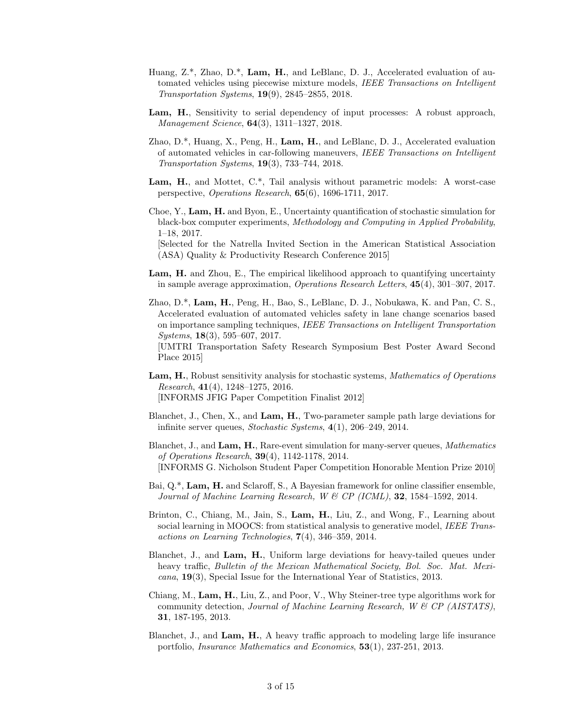Huang, Z.*, Zhao, D.*, **Lam, H.**, and LeBlanc, D. J., Accelerated evaluation of automated vehicles using piecewise mixture models, *IEEE Transactions on Intelligent Transportation Systems*, **19**(9), 2845–2855, 2018.

**Lam, H.**, Sensitivity to serial dependency of input processes: A robust approach, *Management Science*, **64**(3), 1311–1327, 2018.

Zhao, D.*, Huang, X., Peng, H., **Lam, H.**, and LeBlanc, D. J., Accelerated evaluation of automated vehicles in car-following maneuvers, *IEEE Transactions on Intelligent Transportation Systems*, **19**(3), 733–744, 2018.

**Lam, H.**, and Mottet, C.*, Tail analysis without parametric models: A worst-case perspective, *Operations Research*, **65**(6), 1696-1711, 2017.

Choe, Y., **Lam, H.** and Byon, E., Uncertainty quantification of stochastic simulation for black-box computer experiments, *Methodology and Computing in Applied Probability*, 1–18, 2017.
[Selected for the Natrella Invited Section in the American Statistical Association (ASA) Quality & Productivity Research Conference 2015]

**Lam, H.** and Zhou, E., The empirical likelihood approach to quantifying uncertainty in sample average approximation, *Operations Research Letters*, **45**(4), 301–307, 2017.

Zhao, D.*, **Lam, H.**, Peng, H., Bao, S., LeBlanc, D. J., Nobukawa, K. and Pan, C. S., Accelerated evaluation of automated vehicles safety in lane change scenarios based on importance sampling techniques, *IEEE Transactions on Intelligent Transportation Systems*, **18**(3), 595–607, 2017.
[UMTRI Transportation Safety Research Symposium Best Poster Award Second Place 2015]

**Lam, H.**, Robust sensitivity analysis for stochastic systems, *Mathematics of Operations Research*, **41**(4), 1248–1275, 2016.
[INFORMS JFIG Paper Competition Finalist 2012]

Blanchet, J., Chen, X., and **Lam, H.**, Two-parameter sample path large deviations for infinite server queues, *Stochastic Systems*, **4**(1), 206–249, 2014.

Blanchet, J., and **Lam, H.**, Rare-event simulation for many-server queues, *Mathematics of Operations Research*, **39**(4), 1142-1178, 2014.
[INFORMS G. Nicholson Student Paper Competition Honorable Mention Prize 2010]

Bai, Q.*, **Lam, H.** and Sclaroff, S., A Bayesian framework for online classifier ensemble, *Journal of Machine Learning Research, W & CP (ICML)*, **32**, 1584–1592, 2014.

Brinton, C., Chiang, M., Jain, S., **Lam, H.**, Liu, Z., and Wong, F., Learning about social learning in MOOCS: from statistical analysis to generative model, *IEEE Transactions on Learning Technologies*, **7**(4), 346–359, 2014.

Blanchet, J., and **Lam, H.**, Uniform large deviations for heavy-tailed queues under heavy traffic, *Bulletin of the Mexican Mathematical Society, Bol. Soc. Mat. Mexicana*, **19**(3), Special Issue for the International Year of Statistics, 2013.

Chiang, M., **Lam, H.**, Liu, Z., and Poor, V., Why Steiner-tree type algorithms work for community detection, *Journal of Machine Learning Research, W & CP (AISTATS)*, **31**, 187-195, 2013.

Blanchet, J., and **Lam, H.**, A heavy traffic approach to modeling large life insurance portfolio, *Insurance Mathematics and Economics*, **53**(1), 237-251, 2013.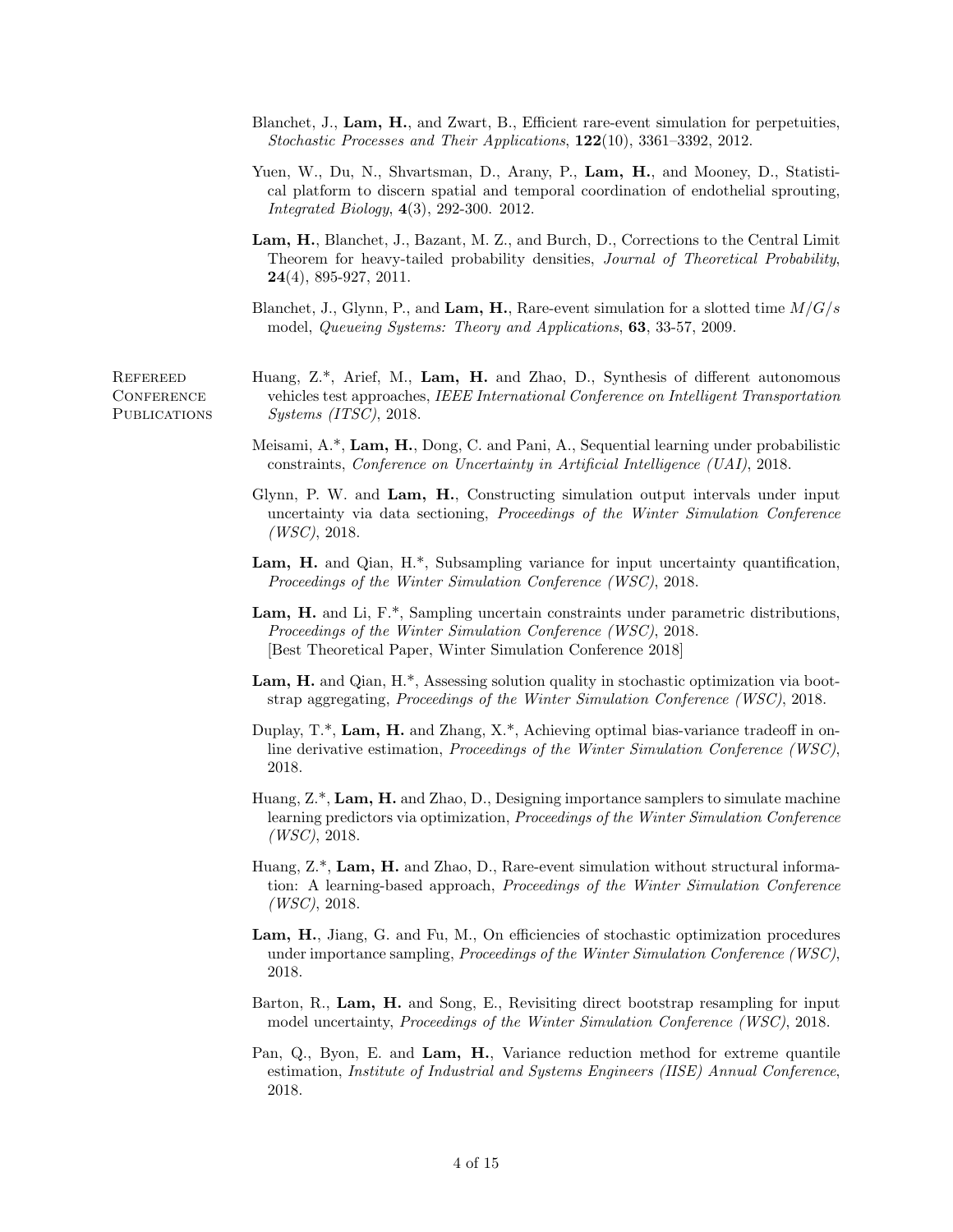Blanchet, J., **Lam, H.**, and Zwart, B., Efficient rare-event simulation for perpetuities, *Stochastic Processes and Their Applications*, **122**(10), 3361–3392, 2012.

Yuen, W., Du, N., Shvartsman, D., Arany, P., **Lam, H.**, and Mooney, D., Statistical platform to discern spatial and temporal coordination of endothelial sprouting, *Integrated Biology*, **4**(3), 292-300. 2012.

**Lam, H.**, Blanchet, J., Bazant, M. Z., and Burch, D., Corrections to the Central Limit Theorem for heavy-tailed probability densities, *Journal of Theoretical Probability*, **24**(4), 895-927, 2011.

Blanchet, J., Glynn, P., and **Lam, H.**, Rare-event simulation for a slotted time $M/G/s$ model, *Queueing Systems: Theory and Applications*, **63**, 33-57, 2009.

## Refereed Conference Publications

Huang, Z.*, Arief, M., **Lam, H.** and Zhao, D., Synthesis of different autonomous vehicles test approaches, *IEEE International Conference on Intelligent Transportation Systems (ITSC)*, 2018.

Meisami, A.*, **Lam, H.**, Dong, C. and Pani, A., Sequential learning under probabilistic constraints, *Conference on Uncertainty in Artificial Intelligence (UAI)*, 2018.

Glynn, P. W. and **Lam, H.**, Constructing simulation output intervals under input uncertainty via data sectioning, *Proceedings of the Winter Simulation Conference (WSC)*, 2018.

**Lam, H.** and Qian, H.*, Subsampling variance for input uncertainty quantification, *Proceedings of the Winter Simulation Conference (WSC)*, 2018.

**Lam, H.** and Li, F.*, Sampling uncertain constraints under parametric distributions, *Proceedings of the Winter Simulation Conference (WSC)*, 2018.
[Best Theoretical Paper, Winter Simulation Conference 2018]

**Lam, H.** and Qian, H.*, Assessing solution quality in stochastic optimization via bootstrap aggregating, *Proceedings of the Winter Simulation Conference (WSC)*, 2018.

Duplay, T.*, **Lam, H.** and Zhang, X.*, Achieving optimal bias-variance tradeoff in online derivative estimation, *Proceedings of the Winter Simulation Conference (WSC)*, 2018.

Huang, Z.*, **Lam, H.** and Zhao, D., Designing importance samplers to simulate machine learning predictors via optimization, *Proceedings of the Winter Simulation Conference (WSC)*, 2018.

Huang, Z.*, **Lam, H.** and Zhao, D., Rare-event simulation without structural information: A learning-based approach, *Proceedings of the Winter Simulation Conference (WSC)*, 2018.

**Lam, H.**, Jiang, G. and Fu, M., On efficiencies of stochastic optimization procedures under importance sampling, *Proceedings of the Winter Simulation Conference (WSC)*, 2018.

Barton, R., **Lam, H.** and Song, E., Revisiting direct bootstrap resampling for input model uncertainty, *Proceedings of the Winter Simulation Conference (WSC)*, 2018.

Pan, Q., Byon, E. and **Lam, H.**, Variance reduction method for extreme quantile estimation, *Institute of Industrial and Systems Engineers (IISE) Annual Conference*, 2018.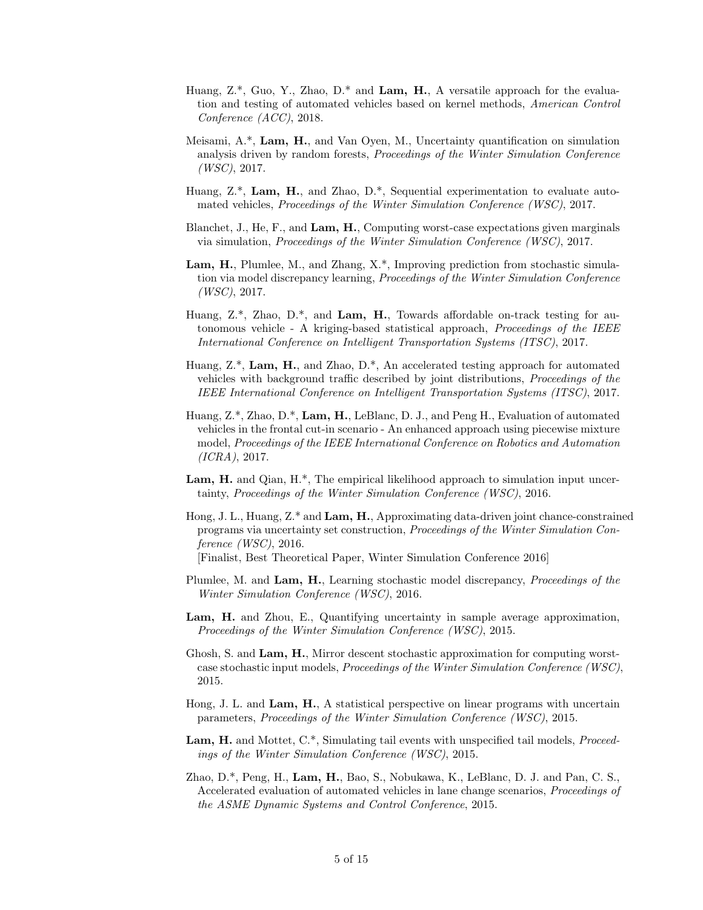Huang, Z.*, Guo, Y., Zhao, D.* and **Lam, H.**, A versatile approach for the evaluation and testing of automated vehicles based on kernel methods, *American Control Conference (ACC)*, 2018.

Meisami, A.*, **Lam, H.**, and Van Oyen, M., Uncertainty quantification on simulation analysis driven by random forests, *Proceedings of the Winter Simulation Conference (WSC)*, 2017.

Huang, Z.*, **Lam, H.**, and Zhao, D.*, Sequential experimentation to evaluate automated vehicles, *Proceedings of the Winter Simulation Conference (WSC)*, 2017.

Blanchet, J., He, F., and **Lam, H.**, Computing worst-case expectations given marginals via simulation, *Proceedings of the Winter Simulation Conference (WSC)*, 2017.

**Lam, H.**, Plumlee, M., and Zhang, X.*, Improving prediction from stochastic simulation via model discrepancy learning, *Proceedings of the Winter Simulation Conference (WSC)*, 2017.

Huang, Z.*, Zhao, D.*, and **Lam, H.**, Towards affordable on-track testing for autonomous vehicle - A kriging-based statistical approach, *Proceedings of the IEEE International Conference on Intelligent Transportation Systems (ITSC)*, 2017.

Huang, Z.*, **Lam, H.**, and Zhao, D.*, An accelerated testing approach for automated vehicles with background traffic described by joint distributions, *Proceedings of the IEEE International Conference on Intelligent Transportation Systems (ITSC)*, 2017.

Huang, Z.*, Zhao, D.*, **Lam, H.**, LeBlanc, D. J., and Peng H., Evaluation of automated vehicles in the frontal cut-in scenario - An enhanced approach using piecewise mixture model, *Proceedings of the IEEE International Conference on Robotics and Automation (ICRA)*, 2017.

**Lam, H.** and Qian, H.*, The empirical likelihood approach to simulation input uncertainty, *Proceedings of the Winter Simulation Conference (WSC)*, 2016.

Hong, J. L., Huang, Z.* and **Lam, H.**, Approximating data-driven joint chance-constrained programs via uncertainty set construction, *Proceedings of the Winter Simulation Conference (WSC)*, 2016.
[Finalist, Best Theoretical Paper, Winter Simulation Conference 2016]

Plumlee, M. and **Lam, H.**, Learning stochastic model discrepancy, *Proceedings of the Winter Simulation Conference (WSC)*, 2016.

**Lam, H.** and Zhou, E., Quantifying uncertainty in sample average approximation, *Proceedings of the Winter Simulation Conference (WSC)*, 2015.

Ghosh, S. and **Lam, H.**, Mirror descent stochastic approximation for computing worst-case stochastic input models, *Proceedings of the Winter Simulation Conference (WSC)*, 2015.

Hong, J. L. and **Lam, H.**, A statistical perspective on linear programs with uncertain parameters, *Proceedings of the Winter Simulation Conference (WSC)*, 2015.

**Lam, H.** and Mottet, C.*, Simulating tail events with unspecified tail models, *Proceedings of the Winter Simulation Conference (WSC)*, 2015.

Zhao, D.*, Peng, H., **Lam, H.**, Bao, S., Nobukawa, K., LeBlanc, D. J. and Pan, C. S., Accelerated evaluation of automated vehicles in lane change scenarios, *Proceedings of the ASME Dynamic Systems and Control Conference*, 2015.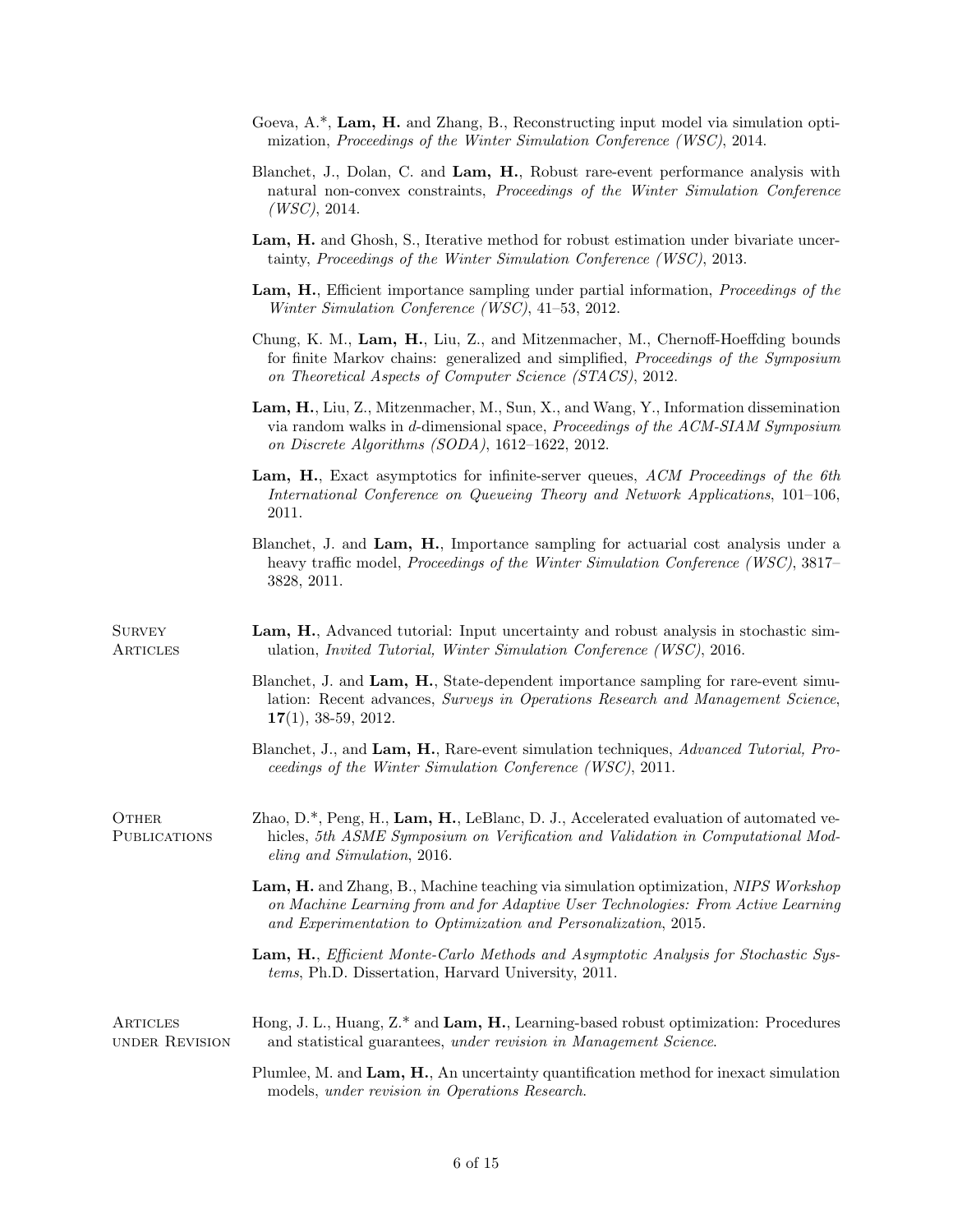Goeva, A.*, **Lam, H.** and Zhang, B., Reconstructing input model via simulation optimization, *Proceedings of the Winter Simulation Conference (WSC)*, 2014.

Blanchet, J., Dolan, C. and **Lam, H.**, Robust rare-event performance analysis with natural non-convex constraints, *Proceedings of the Winter Simulation Conference (WSC)*, 2014.

**Lam, H.** and Ghosh, S., Iterative method for robust estimation under bivariate uncertainty, *Proceedings of the Winter Simulation Conference (WSC)*, 2013.

**Lam, H.**, Efficient importance sampling under partial information, *Proceedings of the Winter Simulation Conference (WSC)*, 41–53, 2012.

Chung, K. M., **Lam, H.**, Liu, Z., and Mitzenmacher, M., Chernoff-Hoeffding bounds for finite Markov chains: generalized and simplified, *Proceedings of the Symposium on Theoretical Aspects of Computer Science (STACS)*, 2012.

**Lam, H.**, Liu, Z., Mitzenmacher, M., Sun, X., and Wang, Y., Information dissemination via random walks in $d$-dimensional space, *Proceedings of the ACM-SIAM Symposium on Discrete Algorithms (SODA)*, 1612–1622, 2012.

**Lam, H.**, Exact asymptotics for infinite-server queues, *ACM Proceedings of the 6th International Conference on Queueing Theory and Network Applications*, 101–106, 2011.

Blanchet, J. and **Lam, H.**, Importance sampling for actuarial cost analysis under a heavy traffic model, *Proceedings of the Winter Simulation Conference (WSC)*, 3817–3828, 2011.

## Survey Articles

**Lam, H.**, Advanced tutorial: Input uncertainty and robust analysis in stochastic simulation, *Invited Tutorial, Winter Simulation Conference (WSC)*, 2016.

Blanchet, J. and **Lam, H.**, State-dependent importance sampling for rare-event simulation: Recent advances, *Surveys in Operations Research and Management Science*, **17**(1), 38-59, 2012.

Blanchet, J., and **Lam, H.**, Rare-event simulation techniques, *Advanced Tutorial, Proceedings of the Winter Simulation Conference (WSC)*, 2011.

## Other Publications

Zhao, D.*, Peng, H., **Lam, H.**, LeBlanc, D. J., Accelerated evaluation of automated vehicles, *5th ASME Symposium on Verification and Validation in Computational Modeling and Simulation*, 2016.

**Lam, H.** and Zhang, B., Machine teaching via simulation optimization, *NIPS Workshop on Machine Learning from and for Adaptive User Technologies: From Active Learning and Experimentation to Optimization and Personalization*, 2015.

**Lam, H.**, *Efficient Monte-Carlo Methods and Asymptotic Analysis for Stochastic Systems*, Ph.D. Dissertation, Harvard University, 2011.

## Articles under Revision

Hong, J. L., Huang, Z.* and **Lam, H.**, Learning-based robust optimization: Procedures and statistical guarantees, *under revision in Management Science*.

Plumlee, M. and **Lam, H.**, An uncertainty quantification method for inexact simulation models, *under revision in Operations Research*.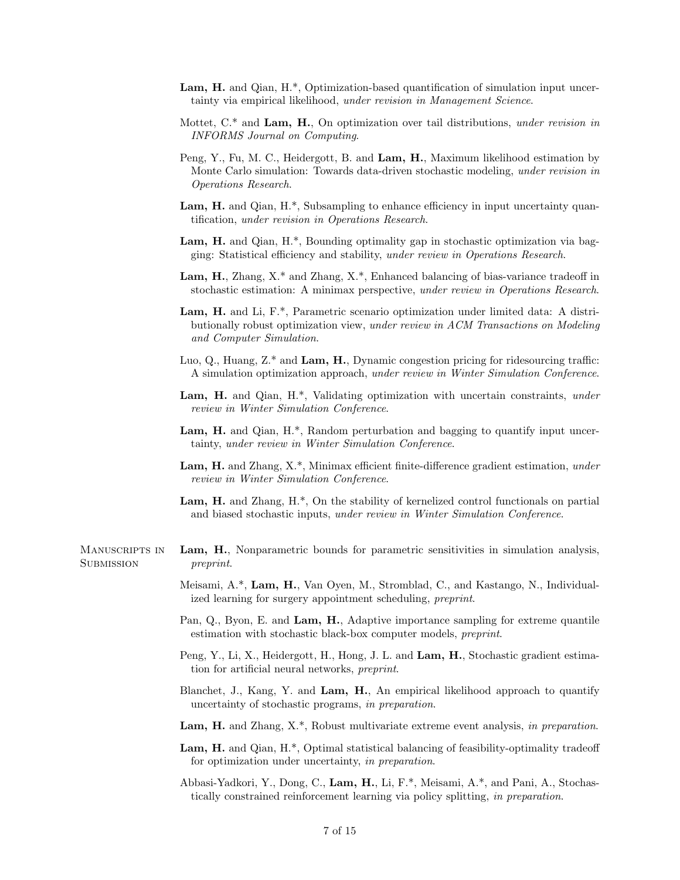**Lam, H.** and Qian, H.*, Optimization-based quantification of simulation input uncertainty via empirical likelihood, *under revision in Management Science*.

Mottet, C.* and **Lam, H.**, On optimization over tail distributions, *under revision in INFORMS Journal on Computing*.

Peng, Y., Fu, M. C., Heidergott, B. and **Lam, H.**, Maximum likelihood estimation by Monte Carlo simulation: Towards data-driven stochastic modeling, *under revision in Operations Research*.

**Lam, H.** and Qian, H.*, Subsampling to enhance efficiency in input uncertainty quantification, *under revision in Operations Research*.

**Lam, H.** and Qian, H.*, Bounding optimality gap in stochastic optimization via bagging: Statistical efficiency and stability, *under review in Operations Research*.

**Lam, H.**, Zhang, X.* and Zhang, X.*, Enhanced balancing of bias-variance tradeoff in stochastic estimation: A minimax perspective, *under review in Operations Research*.

**Lam, H.** and Li, F.*, Parametric scenario optimization under limited data: A distributionally robust optimization view, *under review in ACM Transactions on Modeling and Computer Simulation*.

Luo, Q., Huang, Z.* and **Lam, H.**, Dynamic congestion pricing for ridesourcing traffic: A simulation optimization approach, *under review in Winter Simulation Conference*.

**Lam, H.** and Qian, H.*, Validating optimization with uncertain constraints, *under review in Winter Simulation Conference*.

**Lam, H.** and Qian, H.*, Random perturbation and bagging to quantify input uncertainty, *under review in Winter Simulation Conference*.

**Lam, H.** and Zhang, X.*, Minimax efficient finite-difference gradient estimation, *under review in Winter Simulation Conference*.

**Lam, H.** and Zhang, H.*, On the stability of kernelized control functionals on partial and biased stochastic inputs, *under review in Winter Simulation Conference*.

## Manuscripts in Submission

**Lam, H.**, Nonparametric bounds for parametric sensitivities in simulation analysis, *preprint*.

Meisami, A.*, **Lam, H.**, Van Oyen, M., Stromblad, C., and Kastango, N., Individualized learning for surgery appointment scheduling, *preprint*.

Pan, Q., Byon, E. and **Lam, H.**, Adaptive importance sampling for extreme quantile estimation with stochastic black-box computer models, *preprint*.

Peng, Y., Li, X., Heidergott, H., Hong, J. L. and **Lam, H.**, Stochastic gradient estimation for artificial neural networks, *preprint*.

Blanchet, J., Kang, Y. and **Lam, H.**, An empirical likelihood approach to quantify uncertainty of stochastic programs, *in preparation*.

**Lam, H.** and Zhang, X.*, Robust multivariate extreme event analysis, *in preparation*.

**Lam, H.** and Qian, H.*, Optimal statistical balancing of feasibility-optimality tradeoff for optimization under uncertainty, *in preparation*.

Abbasi-Yadkori, Y., Dong, C., **Lam, H.**, Li, F.*, Meisami, A.*, and Pani, A., Stochastically constrained reinforcement learning via policy splitting, *in preparation*.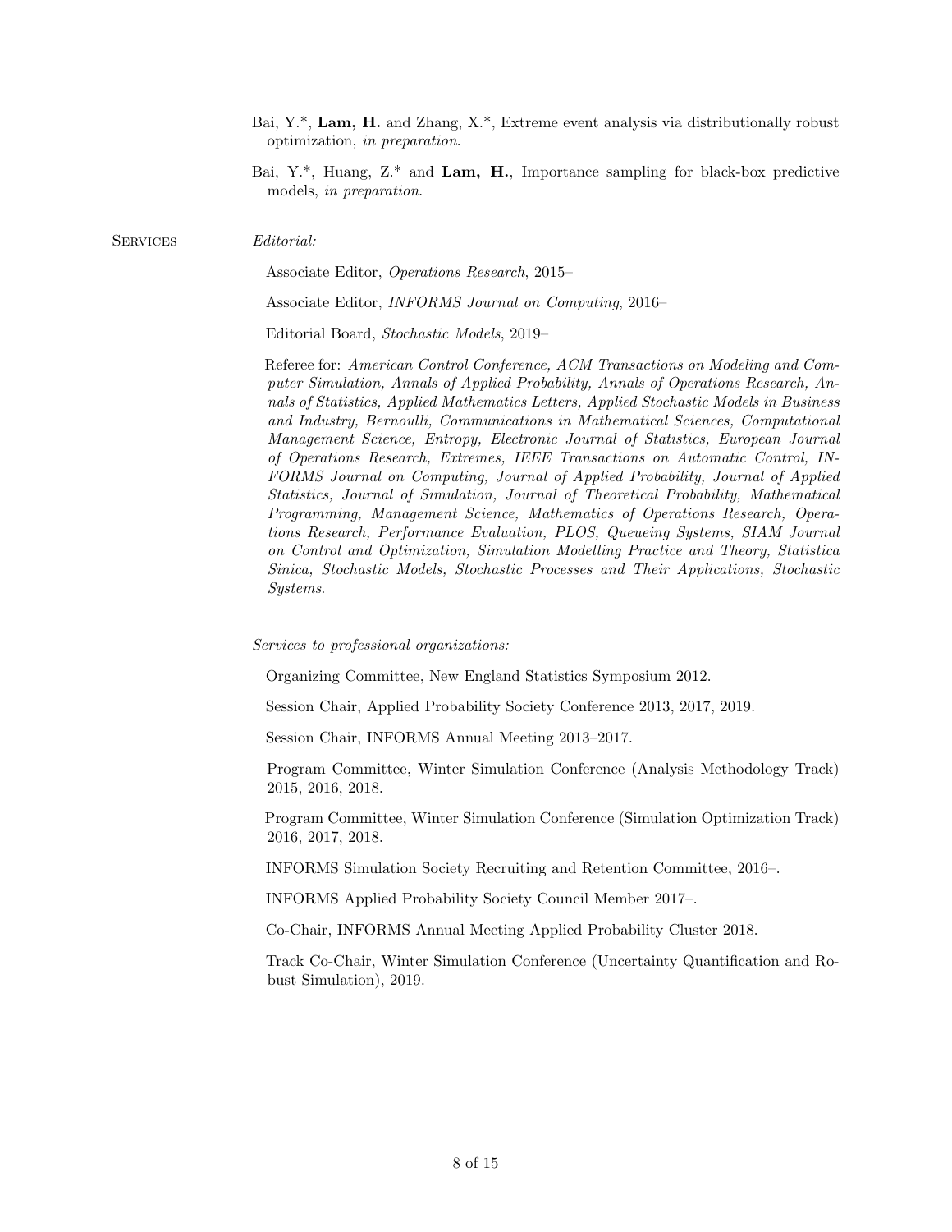Bai, Y.*, **Lam, H.** and Zhang, X.*, Extreme event analysis via distributionally robust optimization, *in preparation*.

Bai, Y.*, Huang, Z.* and **Lam, H.**, Importance sampling for black-box predictive models, *in preparation*.

## Services

*Editorial:*

Associate Editor, *Operations Research*, 2015–

Associate Editor, *INFORMS Journal on Computing*, 2016–

Editorial Board, *Stochastic Models*, 2019–

Referee for: *American Control Conference, ACM Transactions on Modeling and Computer Simulation, Annals of Applied Probability, Annals of Operations Research, Annals of Statistics, Applied Mathematics Letters, Applied Stochastic Models in Business and Industry, Bernoulli, Communications in Mathematical Sciences, Computational Management Science, Entropy, Electronic Journal of Statistics, European Journal of Operations Research, Extremes, IEEE Transactions on Automatic Control, INFORMS Journal on Computing, Journal of Applied Probability, Journal of Applied Statistics, Journal of Simulation, Journal of Theoretical Probability, Mathematical Programming, Management Science, Mathematics of Operations Research, Operations Research, Performance Evaluation, PLOS, Queueing Systems, SIAM Journal on Control and Optimization, Simulation Modelling Practice and Theory, Statistica Sinica, Stochastic Models, Stochastic Processes and Their Applications, Stochastic Systems*.

*Services to professional organizations:*

Organizing Committee, New England Statistics Symposium 2012.

Session Chair, Applied Probability Society Conference 2013, 2017, 2019.

Session Chair, INFORMS Annual Meeting 2013–2017.

Program Committee, Winter Simulation Conference (Analysis Methodology Track) 2015, 2016, 2018.

Program Committee, Winter Simulation Conference (Simulation Optimization Track) 2016, 2017, 2018.

INFORMS Simulation Society Recruiting and Retention Committee, 2016–.

INFORMS Applied Probability Society Council Member 2017–.

Co-Chair, INFORMS Annual Meeting Applied Probability Cluster 2018.

Track Co-Chair, Winter Simulation Conference (Uncertainty Quantification and Robust Simulation), 2019.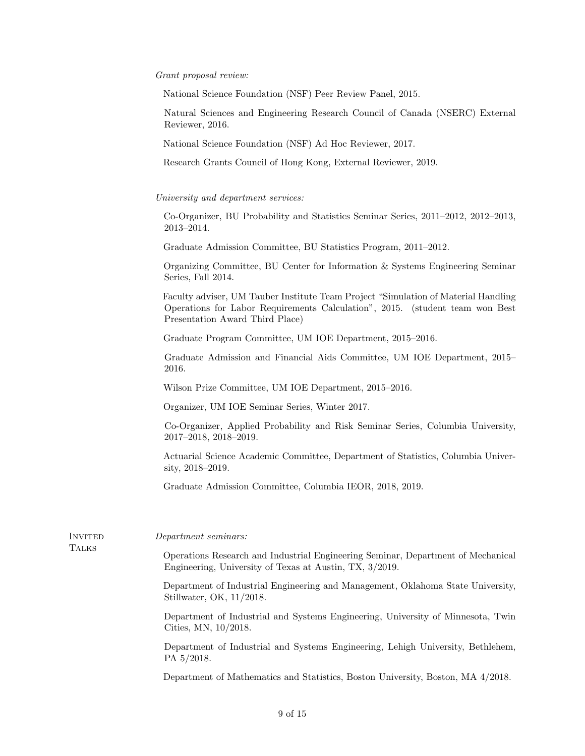*Grant proposal review:*

National Science Foundation (NSF) Peer Review Panel, 2015.

Natural Sciences and Engineering Research Council of Canada (NSERC) External Reviewer, 2016.

National Science Foundation (NSF) Ad Hoc Reviewer, 2017.

Research Grants Council of Hong Kong, External Reviewer, 2019.

*University and department services:*

Co-Organizer, BU Probability and Statistics Seminar Series, 2011–2012, 2012–2013, 2013–2014.

Graduate Admission Committee, BU Statistics Program, 2011–2012.

Organizing Committee, BU Center for Information & Systems Engineering Seminar Series, Fall 2014.

Faculty adviser, UM Tauber Institute Team Project "Simulation of Material Handling Operations for Labor Requirements Calculation", 2015. (student team won Best Presentation Award Third Place)

Graduate Program Committee, UM IOE Department, 2015–2016.

Graduate Admission and Financial Aids Committee, UM IOE Department, 2015–2016.

Wilson Prize Committee, UM IOE Department, 2015–2016.

Organizer, UM IOE Seminar Series, Winter 2017.

Co-Organizer, Applied Probability and Risk Seminar Series, Columbia University, 2017–2018, 2018–2019.

Actuarial Science Academic Committee, Department of Statistics, Columbia University, 2018–2019.

Graduate Admission Committee, Columbia IEOR, 2018, 2019.

## Invited Talks

*Department seminars:*

Operations Research and Industrial Engineering Seminar, Department of Mechanical Engineering, University of Texas at Austin, TX, 3/2019.

Department of Industrial Engineering and Management, Oklahoma State University, Stillwater, OK, 11/2018.

Department of Industrial and Systems Engineering, University of Minnesota, Twin Cities, MN, 10/2018.

Department of Industrial and Systems Engineering, Lehigh University, Bethlehem, PA 5/2018.

Department of Mathematics and Statistics, Boston University, Boston, MA 4/2018.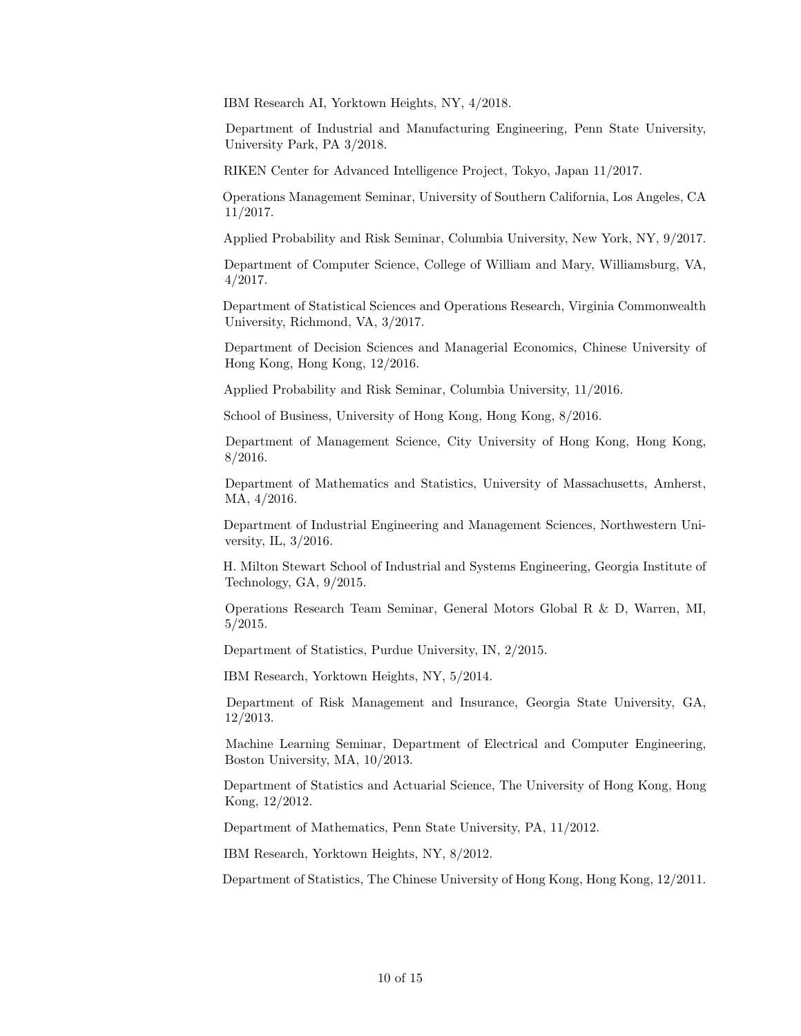IBM Research AI, Yorktown Heights, NY, 4/2018.

Department of Industrial and Manufacturing Engineering, Penn State University, University Park, PA 3/2018.

RIKEN Center for Advanced Intelligence Project, Tokyo, Japan 11/2017.

Operations Management Seminar, University of Southern California, Los Angeles, CA 11/2017.

Applied Probability and Risk Seminar, Columbia University, New York, NY, 9/2017.

Department of Computer Science, College of William and Mary, Williamsburg, VA, 4/2017.

Department of Statistical Sciences and Operations Research, Virginia Commonwealth University, Richmond, VA, 3/2017.

Department of Decision Sciences and Managerial Economics, Chinese University of Hong Kong, Hong Kong, 12/2016.

Applied Probability and Risk Seminar, Columbia University, 11/2016.

School of Business, University of Hong Kong, Hong Kong, 8/2016.

Department of Management Science, City University of Hong Kong, Hong Kong, 8/2016.

Department of Mathematics and Statistics, University of Massachusetts, Amherst, MA, 4/2016.

Department of Industrial Engineering and Management Sciences, Northwestern University, IL, 3/2016.

H. Milton Stewart School of Industrial and Systems Engineering, Georgia Institute of Technology, GA, 9/2015.

Operations Research Team Seminar, General Motors Global R & D, Warren, MI, 5/2015.

Department of Statistics, Purdue University, IN, 2/2015.

IBM Research, Yorktown Heights, NY, 5/2014.

Department of Risk Management and Insurance, Georgia State University, GA, 12/2013.

Machine Learning Seminar, Department of Electrical and Computer Engineering, Boston University, MA, 10/2013.

Department of Statistics and Actuarial Science, The University of Hong Kong, Hong Kong, 12/2012.

Department of Mathematics, Penn State University, PA, 11/2012.

IBM Research, Yorktown Heights, NY, 8/2012.

Department of Statistics, The Chinese University of Hong Kong, Hong Kong, 12/2011.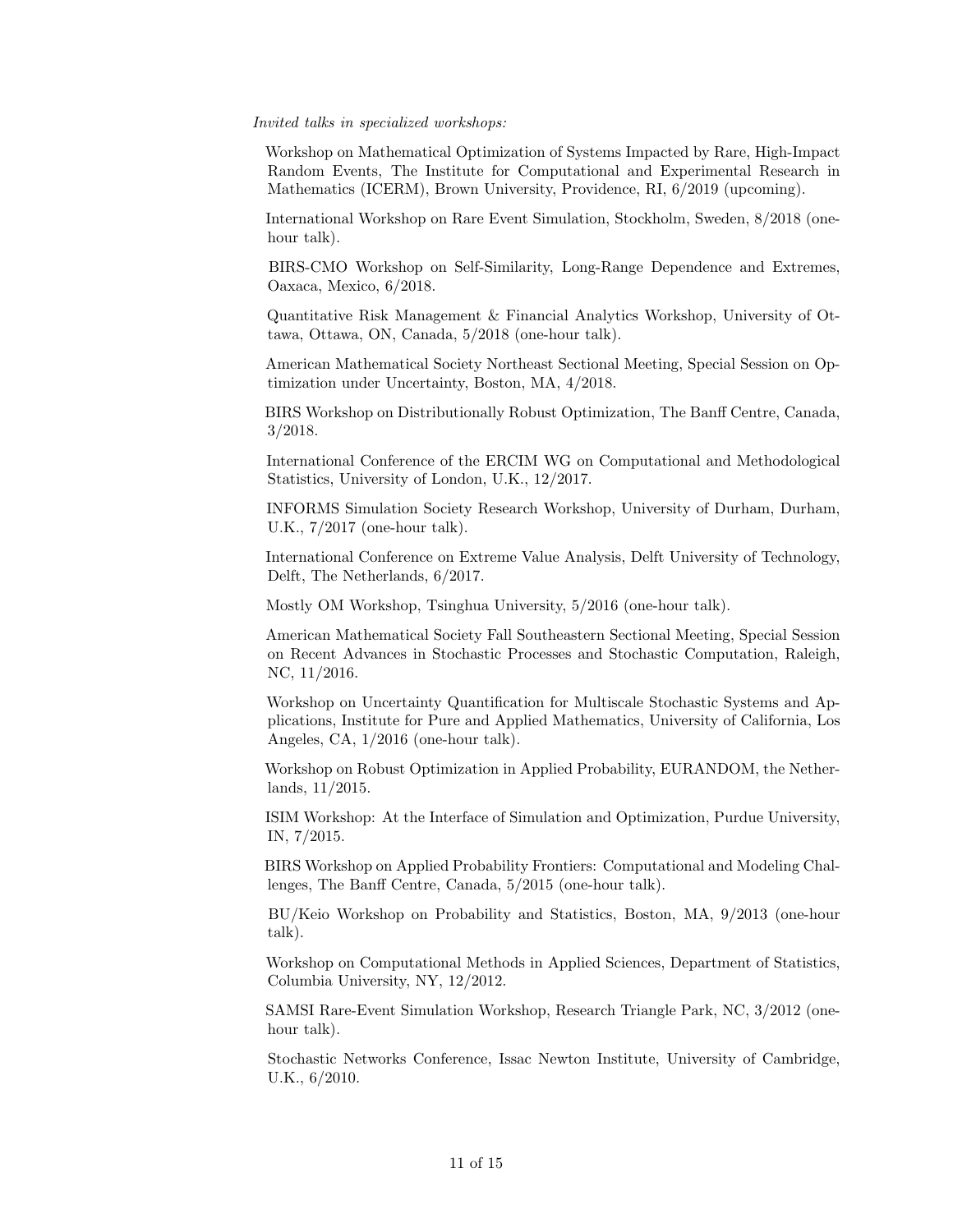*Invited talks in specialized workshops:*

Workshop on Mathematical Optimization of Systems Impacted by Rare, High-Impact Random Events, The Institute for Computational and Experimental Research in Mathematics (ICERM), Brown University, Providence, RI, 6/2019 (upcoming).

International Workshop on Rare Event Simulation, Stockholm, Sweden, 8/2018 (one-hour talk).

BIRS-CMO Workshop on Self-Similarity, Long-Range Dependence and Extremes, Oaxaca, Mexico, 6/2018.

Quantitative Risk Management & Financial Analytics Workshop, University of Ottawa, Ottawa, ON, Canada, 5/2018 (one-hour talk).

American Mathematical Society Northeast Sectional Meeting, Special Session on Optimization under Uncertainty, Boston, MA, 4/2018.

BIRS Workshop on Distributionally Robust Optimization, The Banff Centre, Canada, 3/2018.

International Conference of the ERCIM WG on Computational and Methodological Statistics, University of London, U.K., 12/2017.

INFORMS Simulation Society Research Workshop, University of Durham, Durham, U.K., 7/2017 (one-hour talk).

International Conference on Extreme Value Analysis, Delft University of Technology, Delft, The Netherlands, 6/2017.

Mostly OM Workshop, Tsinghua University, 5/2016 (one-hour talk).

American Mathematical Society Fall Southeastern Sectional Meeting, Special Session on Recent Advances in Stochastic Processes and Stochastic Computation, Raleigh, NC, 11/2016.

Workshop on Uncertainty Quantification for Multiscale Stochastic Systems and Applications, Institute for Pure and Applied Mathematics, University of California, Los Angeles, CA, 1/2016 (one-hour talk).

Workshop on Robust Optimization in Applied Probability, EURANDOM, the Netherlands, 11/2015.

ISIM Workshop: At the Interface of Simulation and Optimization, Purdue University, IN, 7/2015.

BIRS Workshop on Applied Probability Frontiers: Computational and Modeling Challenges, The Banff Centre, Canada, 5/2015 (one-hour talk).

BU/Keio Workshop on Probability and Statistics, Boston, MA, 9/2013 (one-hour talk).

Workshop on Computational Methods in Applied Sciences, Department of Statistics, Columbia University, NY, 12/2012.

SAMSI Rare-Event Simulation Workshop, Research Triangle Park, NC, 3/2012 (one-hour talk).

Stochastic Networks Conference, Issac Newton Institute, University of Cambridge, U.K., 6/2010.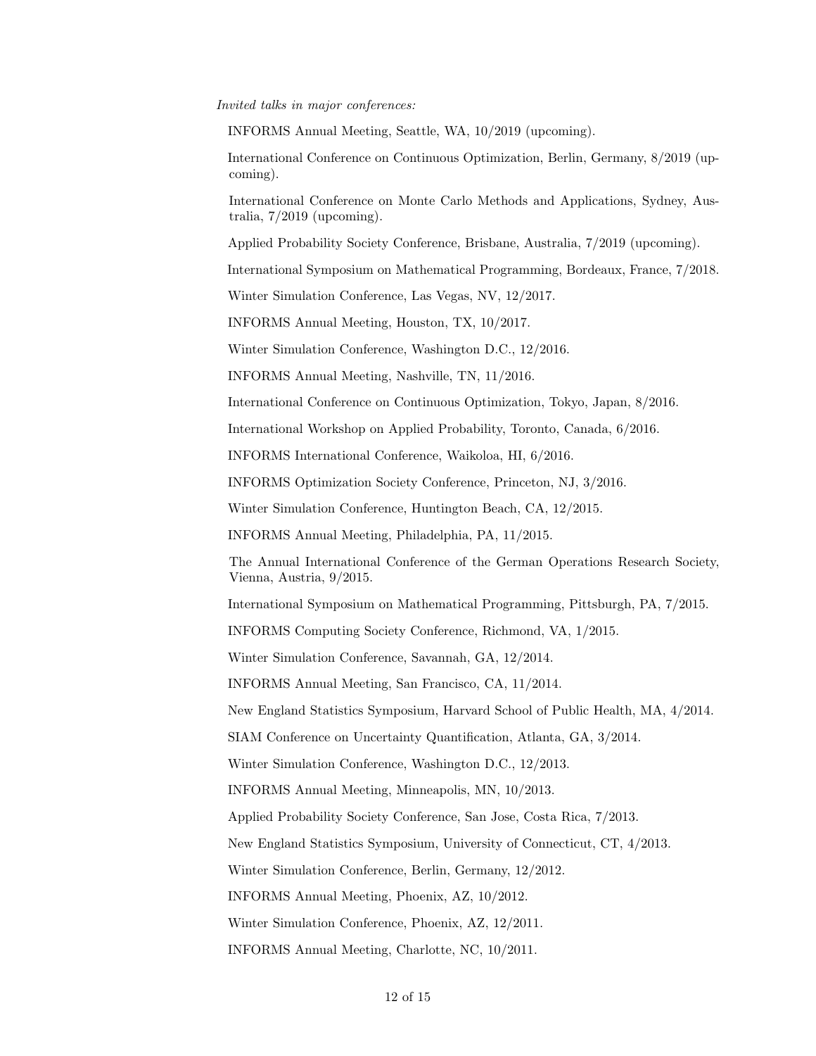*Invited talks in major conferences:*

INFORMS Annual Meeting, Seattle, WA, 10/2019 (upcoming).

International Conference on Continuous Optimization, Berlin, Germany, 8/2019 (upcoming).

International Conference on Monte Carlo Methods and Applications, Sydney, Australia, 7/2019 (upcoming).

Applied Probability Society Conference, Brisbane, Australia, 7/2019 (upcoming).

International Symposium on Mathematical Programming, Bordeaux, France, 7/2018.

Winter Simulation Conference, Las Vegas, NV, 12/2017.

INFORMS Annual Meeting, Houston, TX, 10/2017.

Winter Simulation Conference, Washington D.C., 12/2016.

INFORMS Annual Meeting, Nashville, TN, 11/2016.

International Conference on Continuous Optimization, Tokyo, Japan, 8/2016.

International Workshop on Applied Probability, Toronto, Canada, 6/2016.

INFORMS International Conference, Waikoloa, HI, 6/2016.

INFORMS Optimization Society Conference, Princeton, NJ, 3/2016.

Winter Simulation Conference, Huntington Beach, CA, 12/2015.

INFORMS Annual Meeting, Philadelphia, PA, 11/2015.

The Annual International Conference of the German Operations Research Society, Vienna, Austria, 9/2015.

International Symposium on Mathematical Programming, Pittsburgh, PA, 7/2015.

INFORMS Computing Society Conference, Richmond, VA, 1/2015.

Winter Simulation Conference, Savannah, GA, 12/2014.

INFORMS Annual Meeting, San Francisco, CA, 11/2014.

New England Statistics Symposium, Harvard School of Public Health, MA, 4/2014.

SIAM Conference on Uncertainty Quantification, Atlanta, GA, 3/2014.

Winter Simulation Conference, Washington D.C., 12/2013.

INFORMS Annual Meeting, Minneapolis, MN, 10/2013.

Applied Probability Society Conference, San Jose, Costa Rica, 7/2013.

New England Statistics Symposium, University of Connecticut, CT, 4/2013.

Winter Simulation Conference, Berlin, Germany, 12/2012.

INFORMS Annual Meeting, Phoenix, AZ, 10/2012.

Winter Simulation Conference, Phoenix, AZ, 12/2011.

INFORMS Annual Meeting, Charlotte, NC, 10/2011.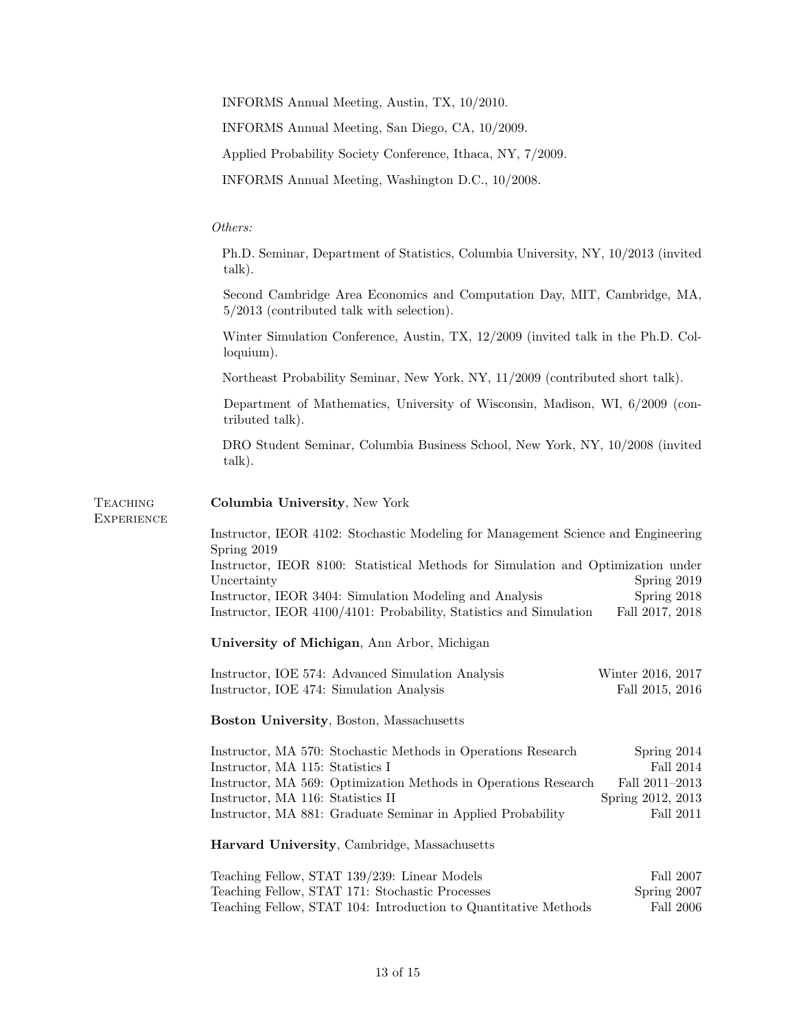INFORMS Annual Meeting, Austin, TX, 10/2010.

INFORMS Annual Meeting, San Diego, CA, 10/2009.

Applied Probability Society Conference, Ithaca, NY, 7/2009.

INFORMS Annual Meeting, Washington D.C., 10/2008.

*Others:*

Ph.D. Seminar, Department of Statistics, Columbia University, NY, 10/2013 (invited talk).

Second Cambridge Area Economics and Computation Day, MIT, Cambridge, MA, 5/2013 (contributed talk with selection).

Winter Simulation Conference, Austin, TX, 12/2009 (invited talk in the Ph.D. Colloquium).

Northeast Probability Seminar, New York, NY, 11/2009 (contributed short talk).

Department of Mathematics, University of Wisconsin, Madison, WI, 6/2009 (contributed talk).

DRO Student Seminar, Columbia Business School, New York, NY, 10/2008 (invited talk).

## Teaching Experience

**Columbia University**, New York

Instructor, IEOR 4102: Stochastic Modeling for Management Science and Engineering — Spring 2019
Instructor, IEOR 8100: Statistical Methods for Simulation and Optimization under Uncertainty — Spring 2019
Instructor, IEOR 3404: Simulation Modeling and Analysis — Spring 2018
Instructor, IEOR 4100/4101: Probability, Statistics and Simulation — Fall 2017, 2018

**University of Michigan**, Ann Arbor, Michigan

Instructor, IOE 574: Advanced Simulation Analysis — Winter 2016, 2017
Instructor, IOE 474: Simulation Analysis — Fall 2015, 2016

**Boston University**, Boston, Massachusetts

Instructor, MA 570: Stochastic Methods in Operations Research — Spring 2014
Instructor, MA 115: Statistics I — Fall 2014
Instructor, MA 569: Optimization Methods in Operations Research — Fall 2011–2013
Instructor, MA 116: Statistics II — Spring 2012, 2013
Instructor, MA 881: Graduate Seminar in Applied Probability — Fall 2011

**Harvard University**, Cambridge, Massachusetts

Teaching Fellow, STAT 139/239: Linear Models — Fall 2007
Teaching Fellow, STAT 171: Stochastic Processes — Spring 2007
Teaching Fellow, STAT 104: Introduction to Quantitative Methods — Fall 2006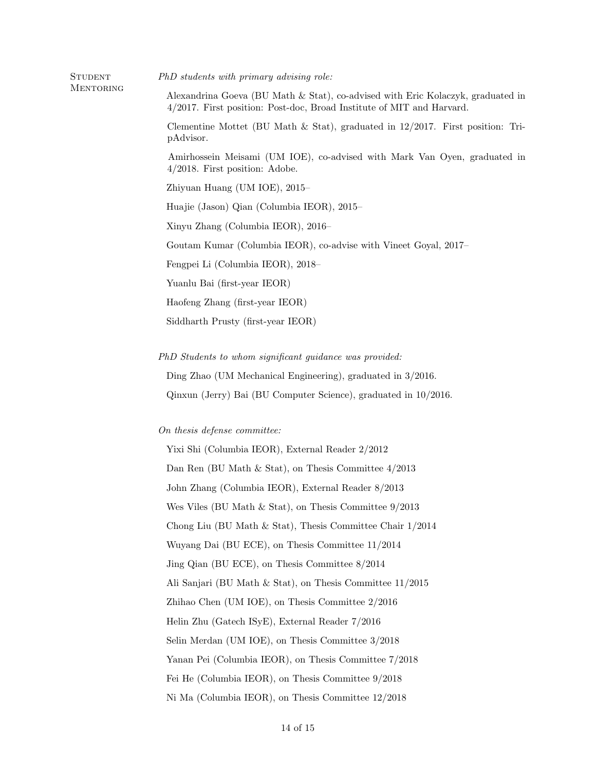## Student Mentoring

*PhD students with primary advising role:*

Alexandrina Goeva (BU Math & Stat), co-advised with Eric Kolaczyk, graduated in 4/2017. First position: Post-doc, Broad Institute of MIT and Harvard.

Clementine Mottet (BU Math & Stat), graduated in 12/2017. First position: TripAdvisor.

Amirhossein Meisami (UM IOE), co-advised with Mark Van Oyen, graduated in 4/2018. First position: Adobe.

Zhiyuan Huang (UM IOE), 2015–

Huajie (Jason) Qian (Columbia IEOR), 2015–

Xinyu Zhang (Columbia IEOR), 2016–

Goutam Kumar (Columbia IEOR), co-advise with Vineet Goyal, 2017–

Fengpei Li (Columbia IEOR), 2018–

Yuanlu Bai (first-year IEOR)

Haofeng Zhang (first-year IEOR)

Siddharth Prusty (first-year IEOR)

*PhD Students to whom significant guidance was provided:*

Ding Zhao (UM Mechanical Engineering), graduated in 3/2016.

Qinxun (Jerry) Bai (BU Computer Science), graduated in 10/2016.

*On thesis defense committee:*

Yixi Shi (Columbia IEOR), External Reader 2/2012

Dan Ren (BU Math & Stat), on Thesis Committee 4/2013

John Zhang (Columbia IEOR), External Reader 8/2013

Wes Viles (BU Math & Stat), on Thesis Committee 9/2013

Chong Liu (BU Math & Stat), Thesis Committee Chair 1/2014

Wuyang Dai (BU ECE), on Thesis Committee 11/2014

Jing Qian (BU ECE), on Thesis Committee 8/2014

Ali Sanjari (BU Math & Stat), on Thesis Committee 11/2015

Zhihao Chen (UM IOE), on Thesis Committee 2/2016

Helin Zhu (Gatech ISyE), External Reader 7/2016

Selin Merdan (UM IOE), on Thesis Committee 3/2018

Yanan Pei (Columbia IEOR), on Thesis Committee 7/2018

Fei He (Columbia IEOR), on Thesis Committee 9/2018

Ni Ma (Columbia IEOR), on Thesis Committee 12/2018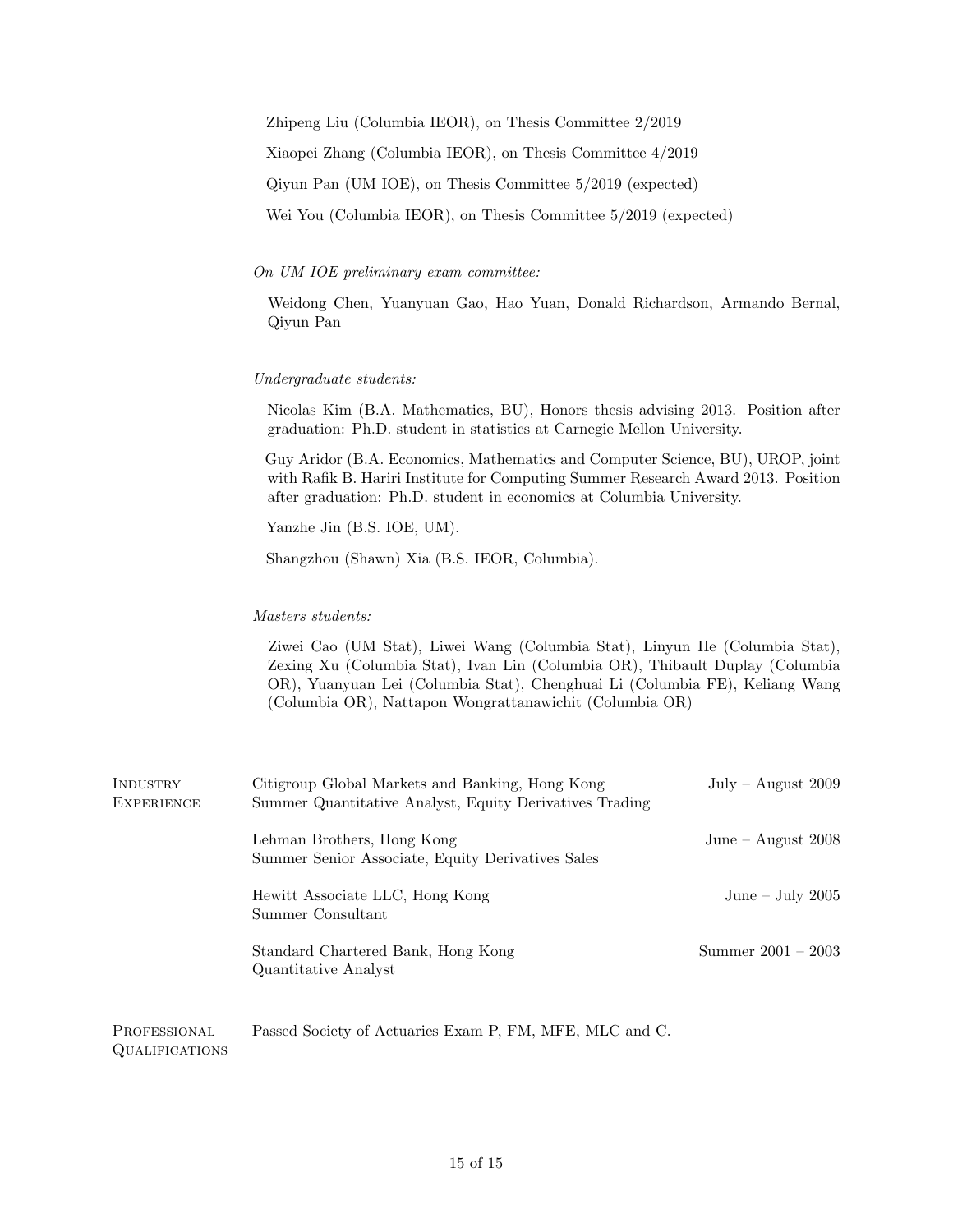Zhipeng Liu (Columbia IEOR), on Thesis Committee 2/2019

Xiaopei Zhang (Columbia IEOR), on Thesis Committee 4/2019

Qiyun Pan (UM IOE), on Thesis Committee 5/2019 (expected)

Wei You (Columbia IEOR), on Thesis Committee 5/2019 (expected)

*On UM IOE preliminary exam committee:*

Weidong Chen, Yuanyuan Gao, Hao Yuan, Donald Richardson, Armando Bernal, Qiyun Pan

*Undergraduate students:*

Nicolas Kim (B.A. Mathematics, BU), Honors thesis advising 2013. Position after graduation: Ph.D. student in statistics at Carnegie Mellon University.

Guy Aridor (B.A. Economics, Mathematics and Computer Science, BU), UROP, joint with Rafik B. Hariri Institute for Computing Summer Research Award 2013. Position after graduation: Ph.D. student in economics at Columbia University.

Yanzhe Jin (B.S. IOE, UM).

Shangzhou (Shawn) Xia (B.S. IEOR, Columbia).

*Masters students:*

Ziwei Cao (UM Stat), Liwei Wang (Columbia Stat), Linyun He (Columbia Stat), Zexing Xu (Columbia Stat), Ivan Lin (Columbia OR), Thibault Duplay (Columbia OR), Yuanyuan Lei (Columbia Stat), Chenghuai Li (Columbia FE), Keliang Wang (Columbia OR), Nattapon Wongrattanawichit (Columbia OR)

## Industry Experience

Citigroup Global Markets and Banking, Hong Kong — July – August 2009
Summer Quantitative Analyst, Equity Derivatives Trading

Lehman Brothers, Hong Kong — June – August 2008
Summer Senior Associate, Equity Derivatives Sales

Hewitt Associate LLC, Hong Kong — June – July 2005
Summer Consultant

Standard Chartered Bank, Hong Kong — Summer 2001 – 2003
Quantitative Analyst

## Professional Qualifications

Passed Society of Actuaries Exam P, FM, MFE, MLC and C.